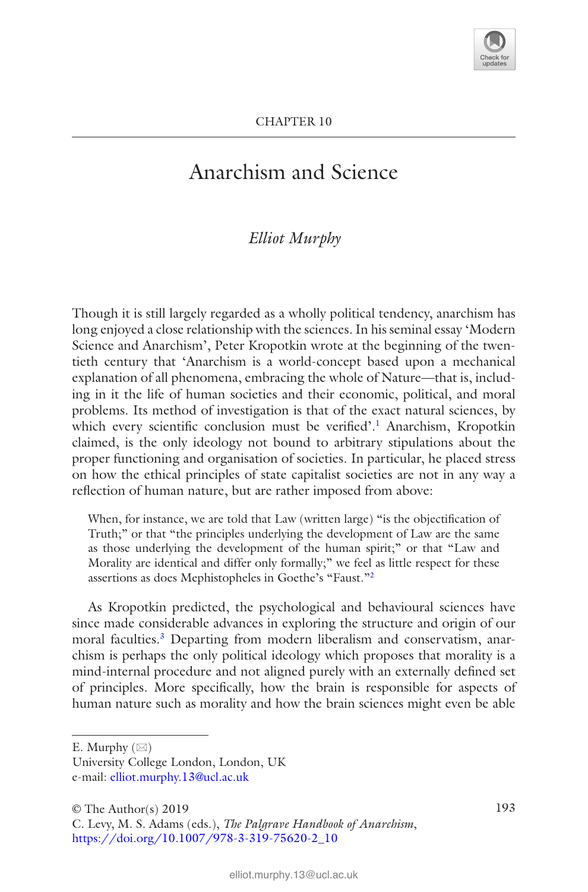CHAPTER 10

# Anarchism and Science

*Elliot Murphy*

Though it is still largely regarded as a wholly political tendency, anarchism has long enjoyed a close relationship with the sciences. In his seminal essay 'Modern Science and Anarchism', Peter Kropotkin wrote at the beginning of the twentieth century that 'Anarchism is a world-concept based upon a mechanical explanation of all phenomena, embracing the whole of Nature—that is, including in it the life of human societies and their economic, political, and moral problems. Its method of investigation is that of the exact natural sciences, by which every scientific conclusion must be verified'.[1] Anarchism, Kropotkin claimed, is the only ideology not bound to arbitrary stipulations about the proper functioning and organisation of societies. In particular, he placed stress on how the ethical principles of state capitalist societies are not in any way a reflection of human nature, but are rather imposed from above:

> When, for instance, we are told that Law (written large) "is the objectification of Truth;" or that "the principles underlying the development of Law are the same as those underlying the development of the human spirit;" or that "Law and Morality are identical and differ only formally;" we feel as little respect for these assertions as does Mephistopheles in Goethe's "Faust."[2]

As Kropotkin predicted, the psychological and behavioural sciences have since made considerable advances in exploring the structure and origin of our moral faculties.[3] Departing from modern liberalism and conservatism, anarchism is perhaps the only political ideology which proposes that morality is a mind-internal procedure and not aligned purely with an externally defined set of principles. More specifically, how the brain is responsible for aspects of human nature such as morality and how the brain sciences might even be able

---

E. Murphy (✉)
University College London, London, UK
e-mail: elliot.murphy.13@ucl.ac.uk

© The Author(s) 2019
C. Levy, M. S. Adams (eds.), *The Palgrave Handbook of Anarchism*,
https://doi.org/10.1007/978-3-319-75620-2_10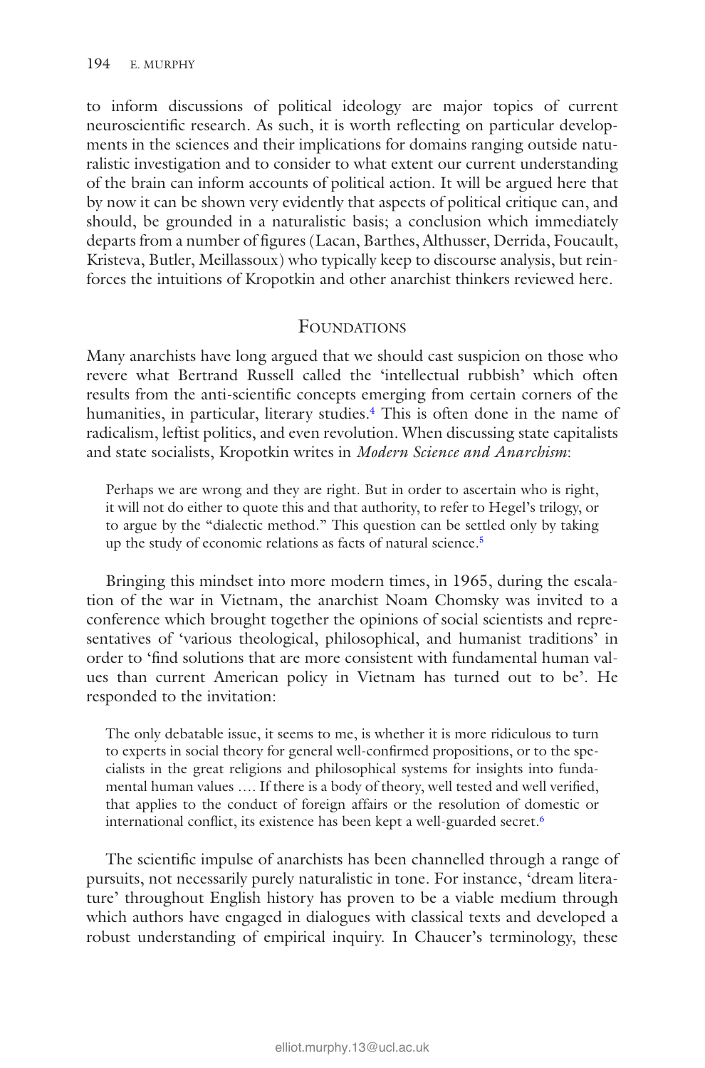to inform discussions of political ideology are major topics of current neuroscientific research. As such, it is worth reflecting on particular developments in the sciences and their implications for domains ranging outside naturalistic investigation and to consider to what extent our current understanding of the brain can inform accounts of political action. It will be argued here that by now it can be shown very evidently that aspects of political critique can, and should, be grounded in a naturalistic basis; a conclusion which immediately departs from a number of figures (Lacan, Barthes, Althusser, Derrida, Foucault, Kristeva, Butler, Meillassoux) who typically keep to discourse analysis, but reinforces the intuitions of Kropotkin and other anarchist thinkers reviewed here.

## Foundations

Many anarchists have long argued that we should cast suspicion on those who revere what Bertrand Russell called the 'intellectual rubbish' which often results from the anti-scientific concepts emerging from certain corners of the humanities, in particular, literary studies.[4] This is often done in the name of radicalism, leftist politics, and even revolution. When discussing state capitalists and state socialists, Kropotkin writes in *Modern Science and Anarchism*:

> Perhaps we are wrong and they are right. But in order to ascertain who is right, it will not do either to quote this and that authority, to refer to Hegel's trilogy, or to argue by the "dialectic method." This question can be settled only by taking up the study of economic relations as facts of natural science.[5]

Bringing this mindset into more modern times, in 1965, during the escalation of the war in Vietnam, the anarchist Noam Chomsky was invited to a conference which brought together the opinions of social scientists and representatives of 'various theological, philosophical, and humanist traditions' in order to 'find solutions that are more consistent with fundamental human values than current American policy in Vietnam has turned out to be'. He responded to the invitation:

> The only debatable issue, it seems to me, is whether it is more ridiculous to turn to experts in social theory for general well-confirmed propositions, or to the specialists in the great religions and philosophical systems for insights into fundamental human values .... If there is a body of theory, well tested and well verified, that applies to the conduct of foreign affairs or the resolution of domestic or international conflict, its existence has been kept a well-guarded secret.[6]

The scientific impulse of anarchists has been channelled through a range of pursuits, not necessarily purely naturalistic in tone. For instance, 'dream literature' throughout English history has proven to be a viable medium through which authors have engaged in dialogues with classical texts and developed a robust understanding of empirical inquiry. In Chaucer's terminology, these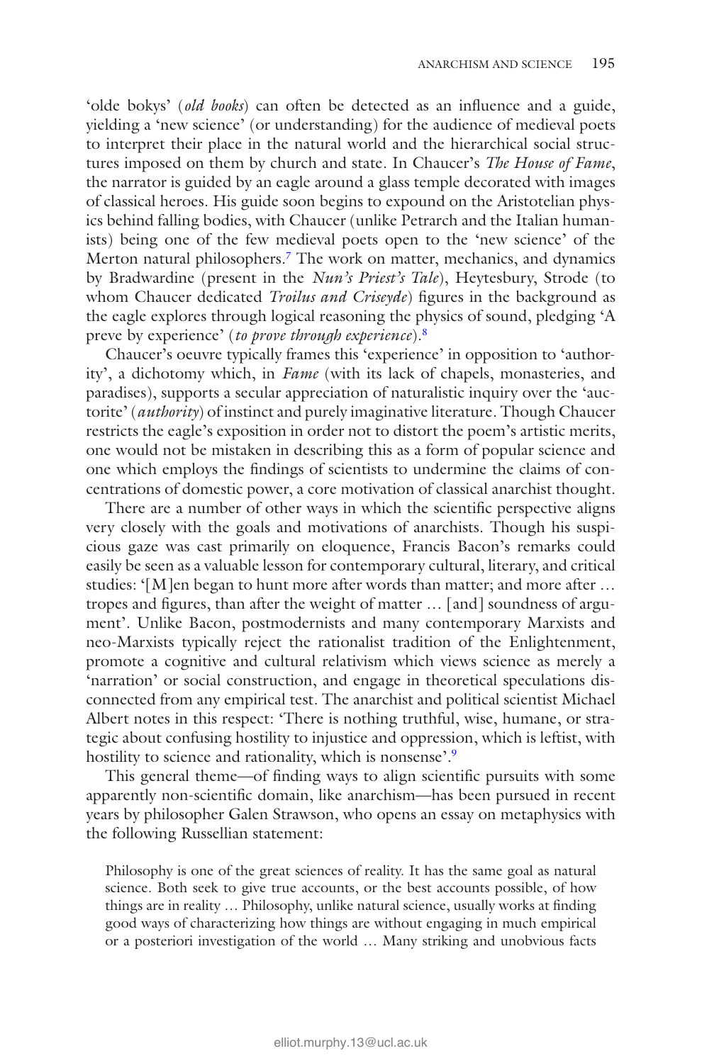'olde bokys' (*old books*) can often be detected as an influence and a guide, yielding a 'new science' (or understanding) for the audience of medieval poets to interpret their place in the natural world and the hierarchical social structures imposed on them by church and state. In Chaucer's *The House of Fame*, the narrator is guided by an eagle around a glass temple decorated with images of classical heroes. His guide soon begins to expound on the Aristotelian physics behind falling bodies, with Chaucer (unlike Petrarch and the Italian humanists) being one of the few medieval poets open to the 'new science' of the Merton natural philosophers.[7] The work on matter, mechanics, and dynamics by Bradwardine (present in the *Nun's Priest's Tale*), Heytesbury, Strode (to whom Chaucer dedicated *Troilus and Criseyde*) figures in the background as the eagle explores through logical reasoning the physics of sound, pledging 'A preve by experience' (*to prove through experience*).[8]

Chaucer's oeuvre typically frames this 'experience' in opposition to 'authority', a dichotomy which, in *Fame* (with its lack of chapels, monasteries, and paradises), supports a secular appreciation of naturalistic inquiry over the 'auctorite' (*authority*) of instinct and purely imaginative literature. Though Chaucer restricts the eagle's exposition in order not to distort the poem's artistic merits, one would not be mistaken in describing this as a form of popular science and one which employs the findings of scientists to undermine the claims of concentrations of domestic power, a core motivation of classical anarchist thought.

There are a number of other ways in which the scientific perspective aligns very closely with the goals and motivations of anarchists. Though his suspicious gaze was cast primarily on eloquence, Francis Bacon's remarks could easily be seen as a valuable lesson for contemporary cultural, literary, and critical studies: '[M]en began to hunt more after words than matter; and more after … tropes and figures, than after the weight of matter … [and] soundness of argument'. Unlike Bacon, postmodernists and many contemporary Marxists and neo-Marxists typically reject the rationalist tradition of the Enlightenment, promote a cognitive and cultural relativism which views science as merely a 'narration' or social construction, and engage in theoretical speculations disconnected from any empirical test. The anarchist and political scientist Michael Albert notes in this respect: 'There is nothing truthful, wise, humane, or strategic about confusing hostility to injustice and oppression, which is leftist, with hostility to science and rationality, which is nonsense'.[9]

This general theme—of finding ways to align scientific pursuits with some apparently non-scientific domain, like anarchism—has been pursued in recent years by philosopher Galen Strawson, who opens an essay on metaphysics with the following Russellian statement:

> Philosophy is one of the great sciences of reality. It has the same goal as natural science. Both seek to give true accounts, or the best accounts possible, of how things are in reality … Philosophy, unlike natural science, usually works at finding good ways of characterizing how things are without engaging in much empirical or a posteriori investigation of the world … Many striking and unobvious facts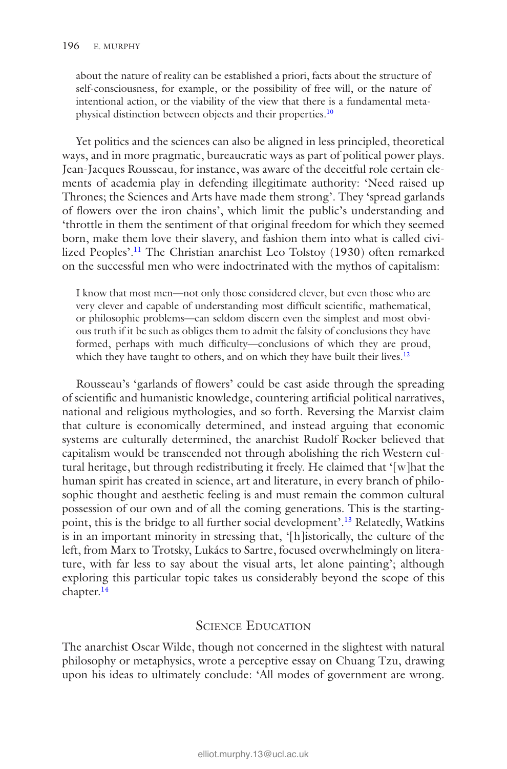> about the nature of reality can be established a priori, facts about the structure of self-consciousness, for example, or the possibility of free will, or the nature of intentional action, or the viability of the view that there is a fundamental metaphysical distinction between objects and their properties.[10]

Yet politics and the sciences can also be aligned in less principled, theoretical ways, and in more pragmatic, bureaucratic ways as part of political power plays. Jean-Jacques Rousseau, for instance, was aware of the deceitful role certain elements of academia play in defending illegitimate authority: 'Need raised up Thrones; the Sciences and Arts have made them strong'. They 'spread garlands of flowers over the iron chains', which limit the public's understanding and 'throttle in them the sentiment of that original freedom for which they seemed born, make them love their slavery, and fashion them into what is called civilized Peoples'.[11] The Christian anarchist Leo Tolstoy (1930) often remarked on the successful men who were indoctrinated with the mythos of capitalism:

> I know that most men—not only those considered clever, but even those who are very clever and capable of understanding most difficult scientific, mathematical, or philosophic problems—can seldom discern even the simplest and most obvious truth if it be such as obliges them to admit the falsity of conclusions they have formed, perhaps with much difficulty—conclusions of which they are proud, which they have taught to others, and on which they have built their lives.[12]

Rousseau's 'garlands of flowers' could be cast aside through the spreading of scientific and humanistic knowledge, countering artificial political narratives, national and religious mythologies, and so forth. Reversing the Marxist claim that culture is economically determined, and instead arguing that economic systems are culturally determined, the anarchist Rudolf Rocker believed that capitalism would be transcended not through abolishing the rich Western cultural heritage, but through redistributing it freely. He claimed that '[w]hat the human spirit has created in science, art and literature, in every branch of philosophic thought and aesthetic feeling is and must remain the common cultural possession of our own and of all the coming generations. This is the starting-point, this is the bridge to all further social development'.[13] Relatedly, Watkins is in an important minority in stressing that, '[h]istorically, the culture of the left, from Marx to Trotsky, Lukács to Sartre, focused overwhelmingly on literature, with far less to say about the visual arts, let alone painting'; although exploring this particular topic takes us considerably beyond the scope of this chapter.[14]

## Science Education

The anarchist Oscar Wilde, though not concerned in the slightest with natural philosophy or metaphysics, wrote a perceptive essay on Chuang Tzu, drawing upon his ideas to ultimately conclude: 'All modes of government are wrong.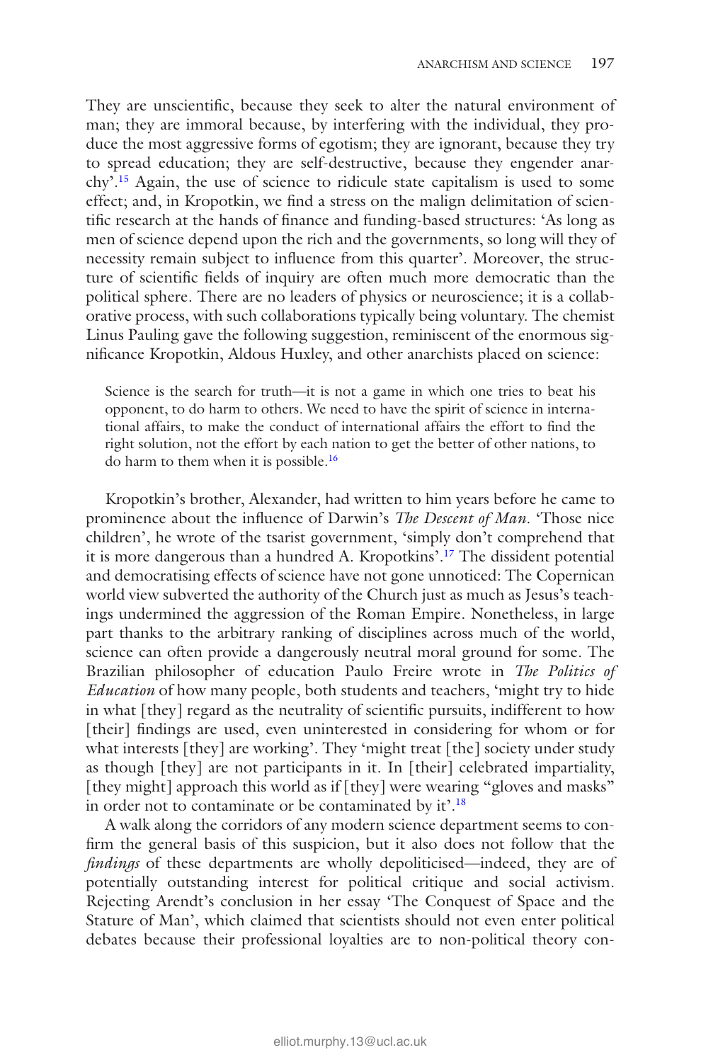They are unscientific, because they seek to alter the natural environment of man; they are immoral because, by interfering with the individual, they produce the most aggressive forms of egotism; they are ignorant, because they try to spread education; they are self-destructive, because they engender anarchy'.[15] Again, the use of science to ridicule state capitalism is used to some effect; and, in Kropotkin, we find a stress on the malign delimitation of scientific research at the hands of finance and funding-based structures: 'As long as men of science depend upon the rich and the governments, so long will they of necessity remain subject to influence from this quarter'. Moreover, the structure of scientific fields of inquiry are often much more democratic than the political sphere. There are no leaders of physics or neuroscience; it is a collaborative process, with such collaborations typically being voluntary. The chemist Linus Pauling gave the following suggestion, reminiscent of the enormous significance Kropotkin, Aldous Huxley, and other anarchists placed on science:

> Science is the search for truth—it is not a game in which one tries to beat his opponent, to do harm to others. We need to have the spirit of science in international affairs, to make the conduct of international affairs the effort to find the right solution, not the effort by each nation to get the better of other nations, to do harm to them when it is possible.[16]

Kropotkin's brother, Alexander, had written to him years before he came to prominence about the influence of Darwin's *The Descent of Man*. 'Those nice children', he wrote of the tsarist government, 'simply don't comprehend that it is more dangerous than a hundred A. Kropotkins'.[17] The dissident potential and democratising effects of science have not gone unnoticed: The Copernican world view subverted the authority of the Church just as much as Jesus's teachings undermined the aggression of the Roman Empire. Nonetheless, in large part thanks to the arbitrary ranking of disciplines across much of the world, science can often provide a dangerously neutral moral ground for some. The Brazilian philosopher of education Paulo Freire wrote in *The Politics of Education* of how many people, both students and teachers, 'might try to hide in what [they] regard as the neutrality of scientific pursuits, indifferent to how [their] findings are used, even uninterested in considering for whom or for what interests [they] are working'. They 'might treat [the] society under study as though [they] are not participants in it. In [their] celebrated impartiality, [they might] approach this world as if [they] were wearing "gloves and masks" in order not to contaminate or be contaminated by it'.[18]

A walk along the corridors of any modern science department seems to confirm the general basis of this suspicion, but it also does not follow that the *findings* of these departments are wholly depoliticised—indeed, they are of potentially outstanding interest for political critique and social activism. Rejecting Arendt's conclusion in her essay 'The Conquest of Space and the Stature of Man', which claimed that scientists should not even enter political debates because their professional loyalties are to non-political theory con-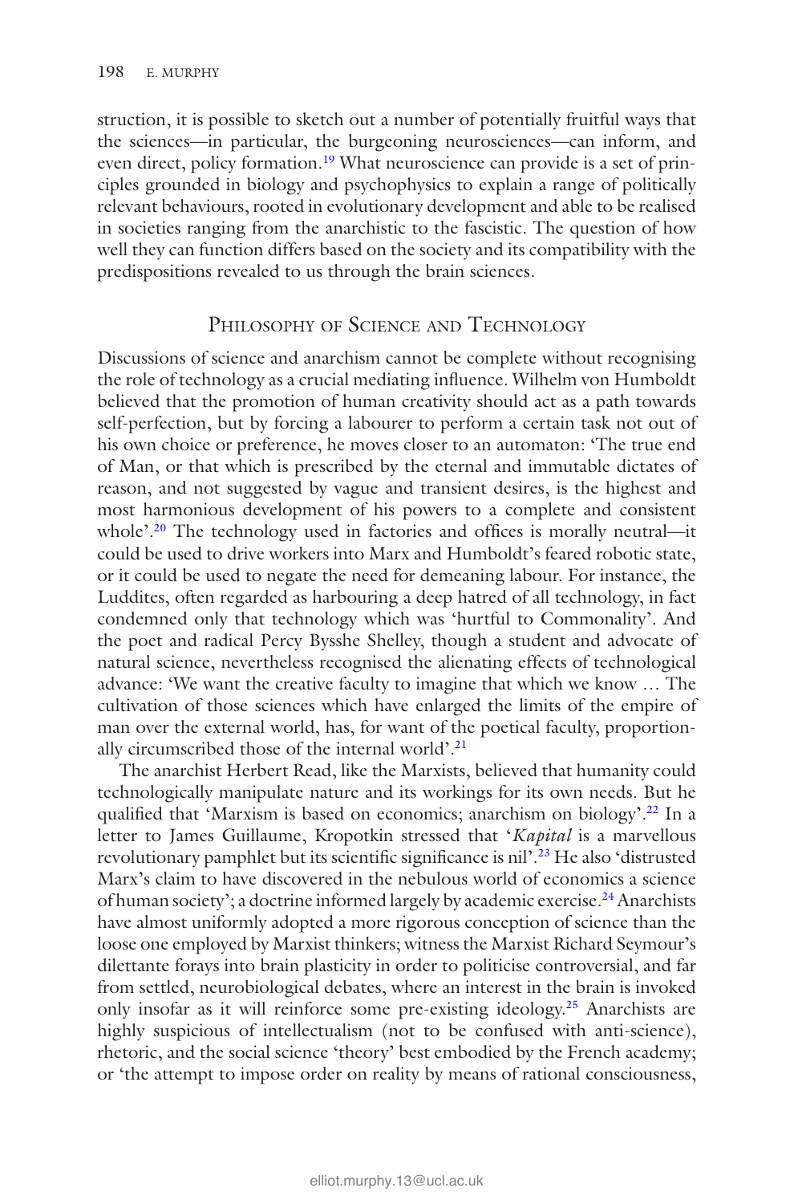struction, it is possible to sketch out a number of potentially fruitful ways that the sciences—in particular, the burgeoning neurosciences—can inform, and even direct, policy formation.[19] What neuroscience can provide is a set of principles grounded in biology and psychophysics to explain a range of politically relevant behaviours, rooted in evolutionary development and able to be realised in societies ranging from the anarchistic to the fascistic. The question of how well they can function differs based on the society and its compatibility with the predispositions revealed to us through the brain sciences.

## Philosophy of Science and Technology

Discussions of science and anarchism cannot be complete without recognising the role of technology as a crucial mediating influence. Wilhelm von Humboldt believed that the promotion of human creativity should act as a path towards self-perfection, but by forcing a labourer to perform a certain task not out of his own choice or preference, he moves closer to an automaton: 'The true end of Man, or that which is prescribed by the eternal and immutable dictates of reason, and not suggested by vague and transient desires, is the highest and most harmonious development of his powers to a complete and consistent whole'.[20] The technology used in factories and offices is morally neutral—it could be used to drive workers into Marx and Humboldt's feared robotic state, or it could be used to negate the need for demeaning labour. For instance, the Luddites, often regarded as harbouring a deep hatred of all technology, in fact condemned only that technology which was 'hurtful to Commonality'. And the poet and radical Percy Bysshe Shelley, though a student and advocate of natural science, nevertheless recognised the alienating effects of technological advance: 'We want the creative faculty to imagine that which we know … The cultivation of those sciences which have enlarged the limits of the empire of man over the external world, has, for want of the poetical faculty, proportionally circumscribed those of the internal world'.[21]

The anarchist Herbert Read, like the Marxists, believed that humanity could technologically manipulate nature and its workings for its own needs. But he qualified that 'Marxism is based on economics; anarchism on biology'.[22] In a letter to James Guillaume, Kropotkin stressed that '*Kapital* is a marvellous revolutionary pamphlet but its scientific significance is nil'.[23] He also 'distrusted Marx's claim to have discovered in the nebulous world of economics a science of human society'; a doctrine informed largely by academic exercise.[24] Anarchists have almost uniformly adopted a more rigorous conception of science than the loose one employed by Marxist thinkers; witness the Marxist Richard Seymour's dilettante forays into brain plasticity in order to politicise controversial, and far from settled, neurobiological debates, where an interest in the brain is invoked only insofar as it will reinforce some pre-existing ideology.[25] Anarchists are highly suspicious of intellectualism (not to be confused with anti-science), rhetoric, and the social science 'theory' best embodied by the French academy; or 'the attempt to impose order on reality by means of rational consciousness,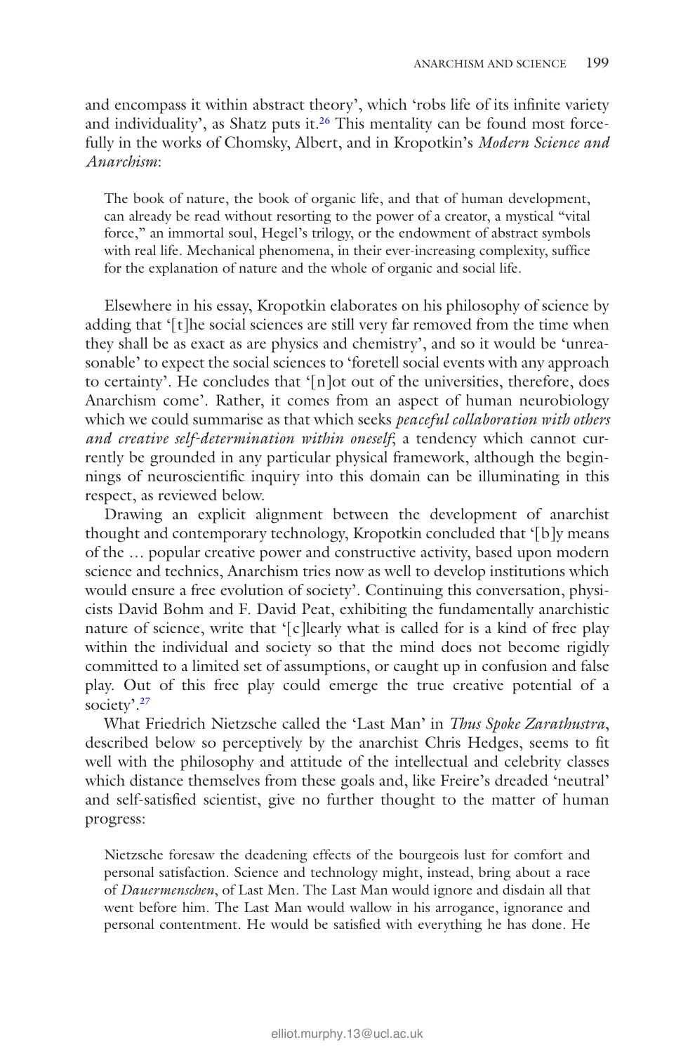and encompass it within abstract theory', which 'robs life of its infinite variety and individuality', as Shatz puts it.[26] This mentality can be found most forcefully in the works of Chomsky, Albert, and in Kropotkin's *Modern Science and Anarchism*:

> The book of nature, the book of organic life, and that of human development, can already be read without resorting to the power of a creator, a mystical "vital force," an immortal soul, Hegel's trilogy, or the endowment of abstract symbols with real life. Mechanical phenomena, in their ever-increasing complexity, suffice for the explanation of nature and the whole of organic and social life.

Elsewhere in his essay, Kropotkin elaborates on his philosophy of science by adding that '[t]he social sciences are still very far removed from the time when they shall be as exact as are physics and chemistry', and so it would be 'unreasonable' to expect the social sciences to 'foretell social events with any approach to certainty'. He concludes that '[n]ot out of the universities, therefore, does Anarchism come'. Rather, it comes from an aspect of human neurobiology which we could summarise as that which seeks *peaceful collaboration with others and creative self-determination within oneself*; a tendency which cannot currently be grounded in any particular physical framework, although the beginnings of neuroscientific inquiry into this domain can be illuminating in this respect, as reviewed below.

Drawing an explicit alignment between the development of anarchist thought and contemporary technology, Kropotkin concluded that '[b]y means of the … popular creative power and constructive activity, based upon modern science and technics, Anarchism tries now as well to develop institutions which would ensure a free evolution of society'. Continuing this conversation, physicists David Bohm and F. David Peat, exhibiting the fundamentally anarchistic nature of science, write that '[c]learly what is called for is a kind of free play within the individual and society so that the mind does not become rigidly committed to a limited set of assumptions, or caught up in confusion and false play. Out of this free play could emerge the true creative potential of a society'.[27]

What Friedrich Nietzsche called the 'Last Man' in *Thus Spoke Zarathustra*, described below so perceptively by the anarchist Chris Hedges, seems to fit well with the philosophy and attitude of the intellectual and celebrity classes which distance themselves from these goals and, like Freire's dreaded 'neutral' and self-satisfied scientist, give no further thought to the matter of human progress:

> Nietzsche foresaw the deadening effects of the bourgeois lust for comfort and personal satisfaction. Science and technology might, instead, bring about a race of *Dauermenschen*, of Last Men. The Last Man would ignore and disdain all that went before him. The Last Man would wallow in his arrogance, ignorance and personal contentment. He would be satisfied with everything he has done. He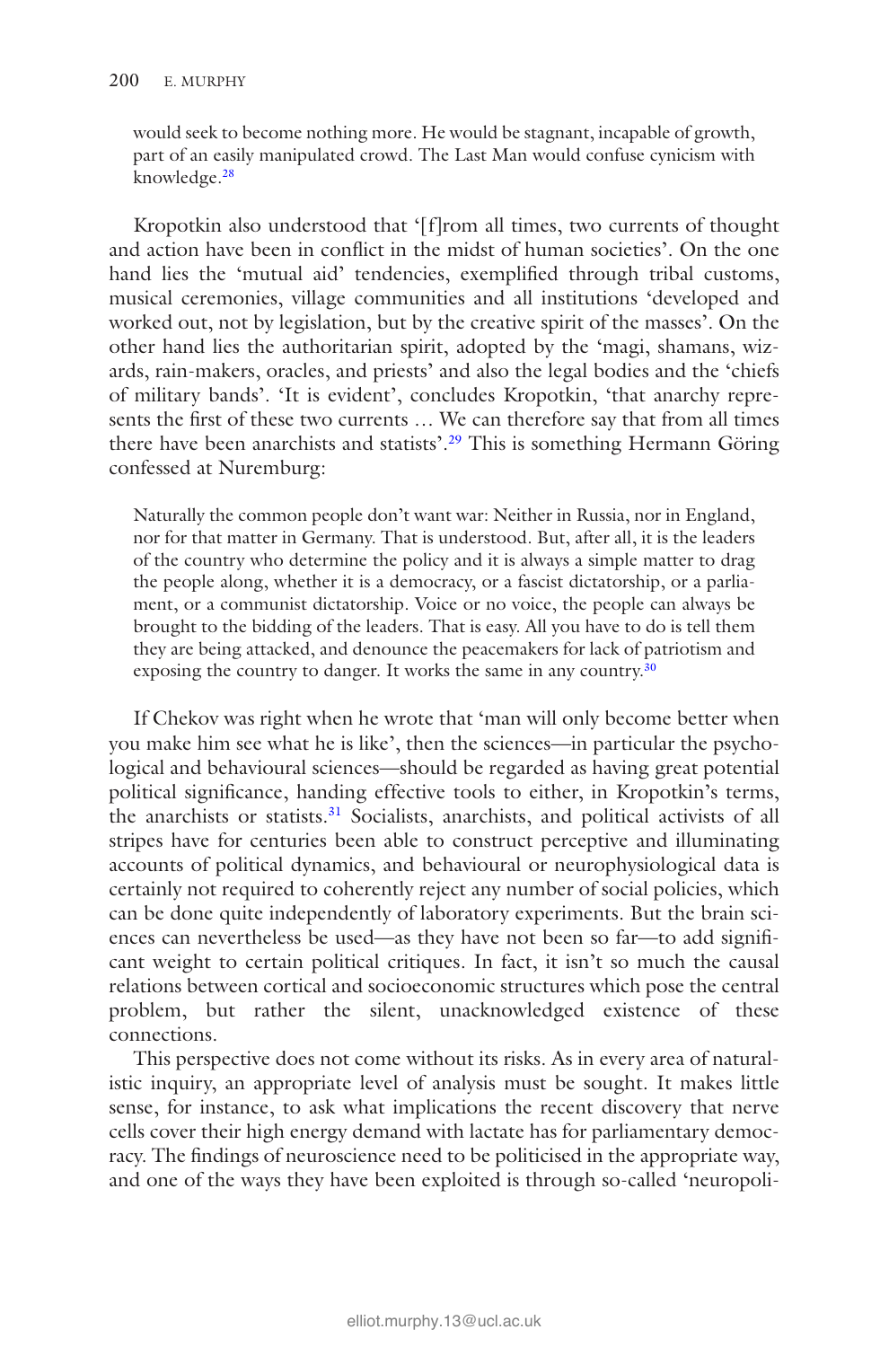would seek to become nothing more. He would be stagnant, incapable of growth, part of an easily manipulated crowd. The Last Man would confuse cynicism with knowledge.[28]

Kropotkin also understood that '[f]rom all times, two currents of thought and action have been in conflict in the midst of human societies'. On the one hand lies the 'mutual aid' tendencies, exemplified through tribal customs, musical ceremonies, village communities and all institutions 'developed and worked out, not by legislation, but by the creative spirit of the masses'. On the other hand lies the authoritarian spirit, adopted by the 'magi, shamans, wizards, rain-makers, oracles, and priests' and also the legal bodies and the 'chiefs of military bands'. 'It is evident', concludes Kropotkin, 'that anarchy represents the first of these two currents … We can therefore say that from all times there have been anarchists and statists'.[29] This is something Hermann Göring confessed at Nuremburg:

> Naturally the common people don't want war: Neither in Russia, nor in England, nor for that matter in Germany. That is understood. But, after all, it is the leaders of the country who determine the policy and it is always a simple matter to drag the people along, whether it is a democracy, or a fascist dictatorship, or a parliament, or a communist dictatorship. Voice or no voice, the people can always be brought to the bidding of the leaders. That is easy. All you have to do is tell them they are being attacked, and denounce the peacemakers for lack of patriotism and exposing the country to danger. It works the same in any country.[30]

If Chekov was right when he wrote that 'man will only become better when you make him see what he is like', then the sciences—in particular the psychological and behavioural sciences—should be regarded as having great potential political significance, handing effective tools to either, in Kropotkin's terms, the anarchists or statists.[31] Socialists, anarchists, and political activists of all stripes have for centuries been able to construct perceptive and illuminating accounts of political dynamics, and behavioural or neurophysiological data is certainly not required to coherently reject any number of social policies, which can be done quite independently of laboratory experiments. But the brain sciences can nevertheless be used—as they have not been so far—to add significant weight to certain political critiques. In fact, it isn't so much the causal relations between cortical and socioeconomic structures which pose the central problem, but rather the silent, unacknowledged existence of these connections.

This perspective does not come without its risks. As in every area of naturalistic inquiry, an appropriate level of analysis must be sought. It makes little sense, for instance, to ask what implications the recent discovery that nerve cells cover their high energy demand with lactate has for parliamentary democracy. The findings of neuroscience need to be politicised in the appropriate way, and one of the ways they have been exploited is through so-called 'neuropoli-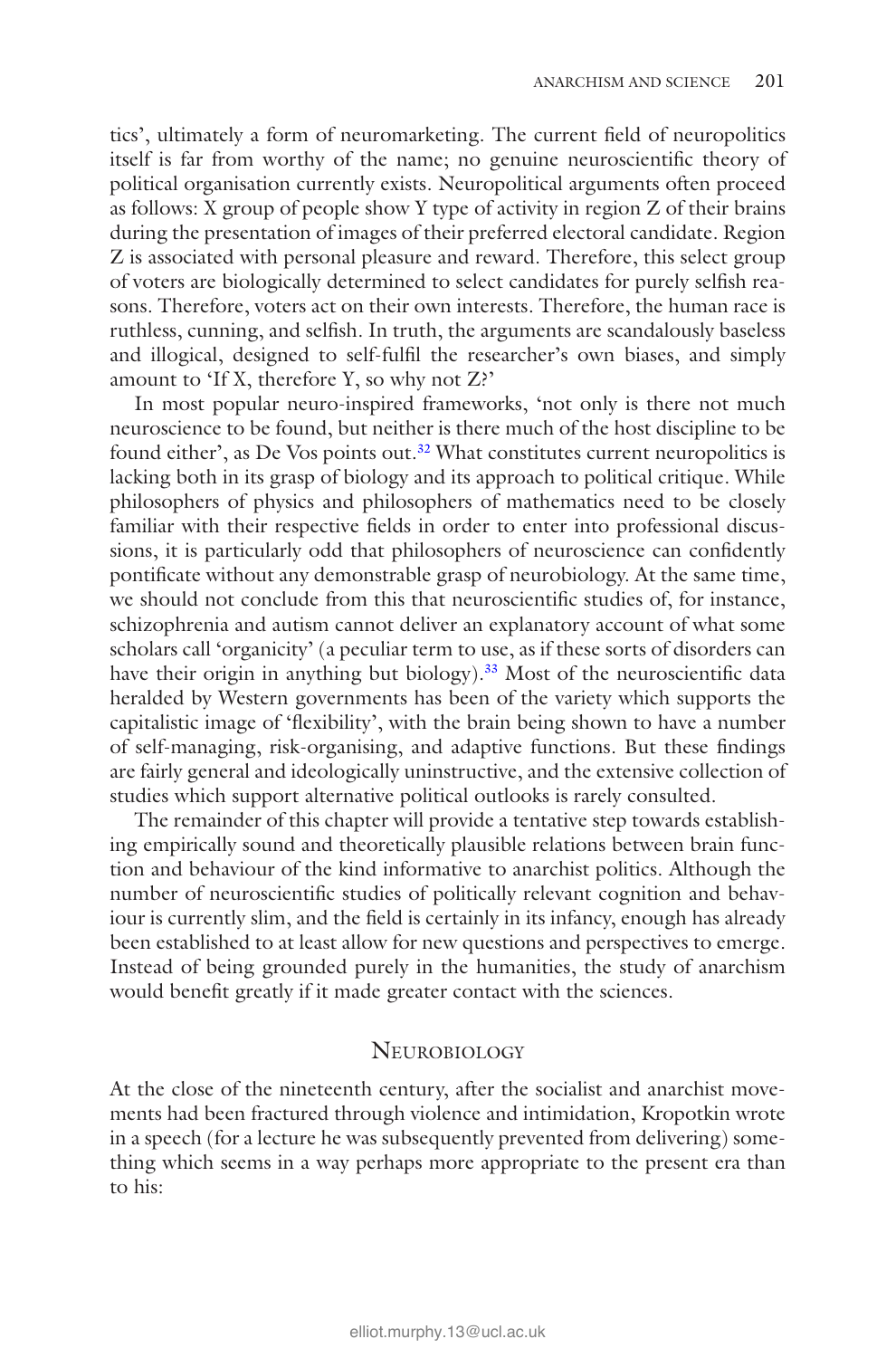tics', ultimately a form of neuromarketing. The current field of neuropolitics itself is far from worthy of the name; no genuine neuroscientific theory of political organisation currently exists. Neuropolitical arguments often proceed as follows: X group of people show Y type of activity in region Z of their brains during the presentation of images of their preferred electoral candidate. Region Z is associated with personal pleasure and reward. Therefore, this select group of voters are biologically determined to select candidates for purely selfish reasons. Therefore, voters act on their own interests. Therefore, the human race is ruthless, cunning, and selfish. In truth, the arguments are scandalously baseless and illogical, designed to self-fulfil the researcher's own biases, and simply amount to 'If X, therefore Y, so why not Z?'

In most popular neuro-inspired frameworks, 'not only is there not much neuroscience to be found, but neither is there much of the host discipline to be found either', as De Vos points out.[32] What constitutes current neuropolitics is lacking both in its grasp of biology and its approach to political critique. While philosophers of physics and philosophers of mathematics need to be closely familiar with their respective fields in order to enter into professional discussions, it is particularly odd that philosophers of neuroscience can confidently pontificate without any demonstrable grasp of neurobiology. At the same time, we should not conclude from this that neuroscientific studies of, for instance, schizophrenia and autism cannot deliver an explanatory account of what some scholars call 'organicity' (a peculiar term to use, as if these sorts of disorders can have their origin in anything but biology).[33] Most of the neuroscientific data heralded by Western governments has been of the variety which supports the capitalistic image of 'flexibility', with the brain being shown to have a number of self-managing, risk-organising, and adaptive functions. But these findings are fairly general and ideologically uninstructive, and the extensive collection of studies which support alternative political outlooks is rarely consulted.

The remainder of this chapter will provide a tentative step towards establishing empirically sound and theoretically plausible relations between brain function and behaviour of the kind informative to anarchist politics. Although the number of neuroscientific studies of politically relevant cognition and behaviour is currently slim, and the field is certainly in its infancy, enough has already been established to at least allow for new questions and perspectives to emerge. Instead of being grounded purely in the humanities, the study of anarchism would benefit greatly if it made greater contact with the sciences.

## Neurobiology

At the close of the nineteenth century, after the socialist and anarchist movements had been fractured through violence and intimidation, Kropotkin wrote in a speech (for a lecture he was subsequently prevented from delivering) something which seems in a way perhaps more appropriate to the present era than to his: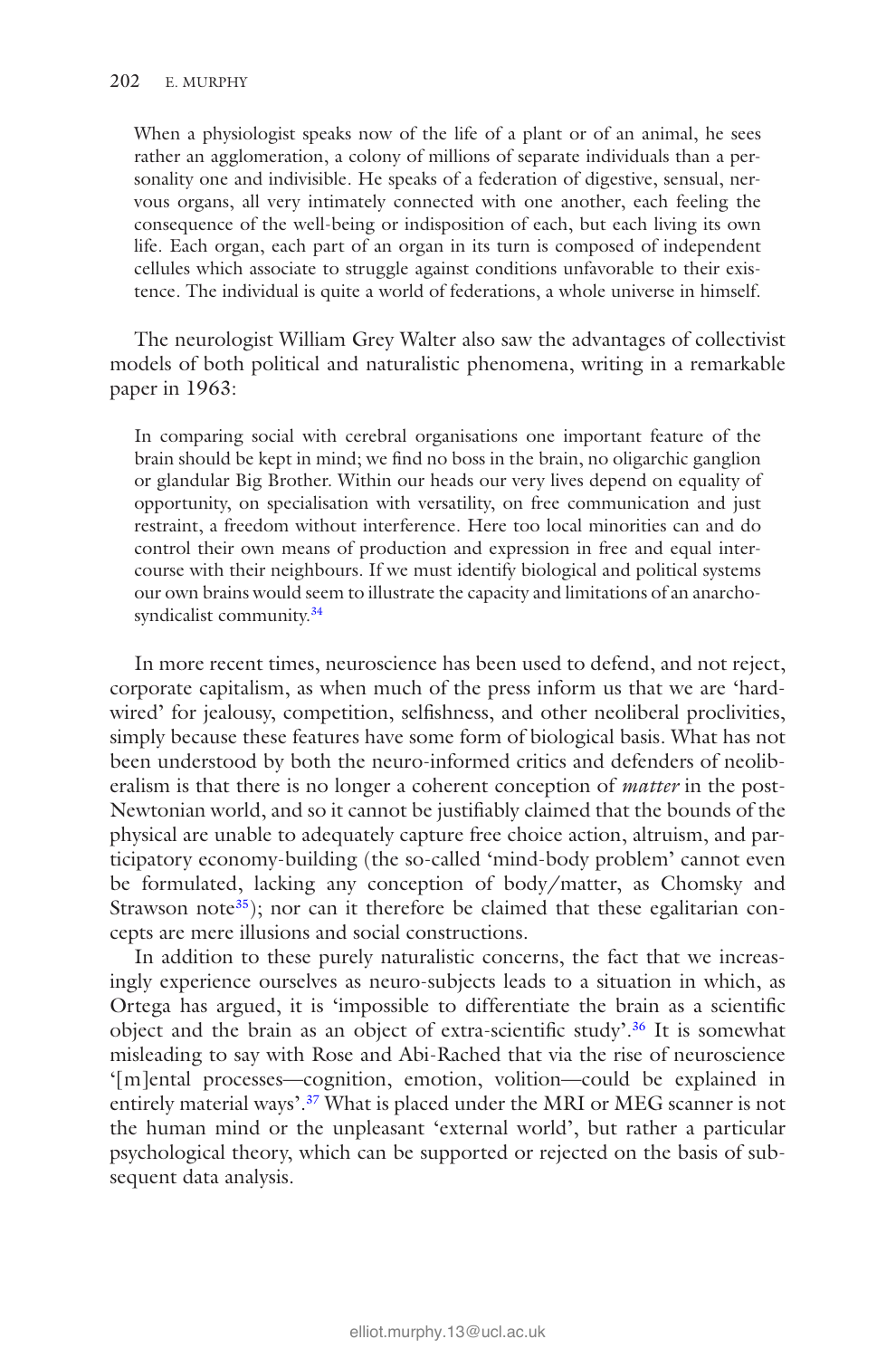> When a physiologist speaks now of the life of a plant or of an animal, he sees rather an agglomeration, a colony of millions of separate individuals than a personality one and indivisible. He speaks of a federation of digestive, sensual, nervous organs, all very intimately connected with one another, each feeling the consequence of the well-being or indisposition of each, but each living its own life. Each organ, each part of an organ in its turn is composed of independent cellules which associate to struggle against conditions unfavorable to their existence. The individual is quite a world of federations, a whole universe in himself.

The neurologist William Grey Walter also saw the advantages of collectivist models of both political and naturalistic phenomena, writing in a remarkable paper in 1963:

> In comparing social with cerebral organisations one important feature of the brain should be kept in mind; we find no boss in the brain, no oligarchic ganglion or glandular Big Brother. Within our heads our very lives depend on equality of opportunity, on specialisation with versatility, on free communication and just restraint, a freedom without interference. Here too local minorities can and do control their own means of production and expression in free and equal intercourse with their neighbours. If we must identify biological and political systems our own brains would seem to illustrate the capacity and limitations of an anarcho-syndicalist community.[34]

In more recent times, neuroscience has been used to defend, and not reject, corporate capitalism, as when much of the press inform us that we are 'hard-wired' for jealousy, competition, selfishness, and other neoliberal proclivities, simply because these features have some form of biological basis. What has not been understood by both the neuro-informed critics and defenders of neoliberalism is that there is no longer a coherent conception of *matter* in the post-Newtonian world, and so it cannot be justifiably claimed that the bounds of the physical are unable to adequately capture free choice action, altruism, and participatory economy-building (the so-called 'mind-body problem' cannot even be formulated, lacking any conception of body/matter, as Chomsky and Strawson note[35]); nor can it therefore be claimed that these egalitarian concepts are mere illusions and social constructions.

In addition to these purely naturalistic concerns, the fact that we increasingly experience ourselves as neuro-subjects leads to a situation in which, as Ortega has argued, it is 'impossible to differentiate the brain as a scientific object and the brain as an object of extra-scientific study'.[36] It is somewhat misleading to say with Rose and Abi-Rached that via the rise of neuroscience '[m]ental processes—cognition, emotion, volition—could be explained in entirely material ways'.[37] What is placed under the MRI or MEG scanner is not the human mind or the unpleasant 'external world', but rather a particular psychological theory, which can be supported or rejected on the basis of subsequent data analysis.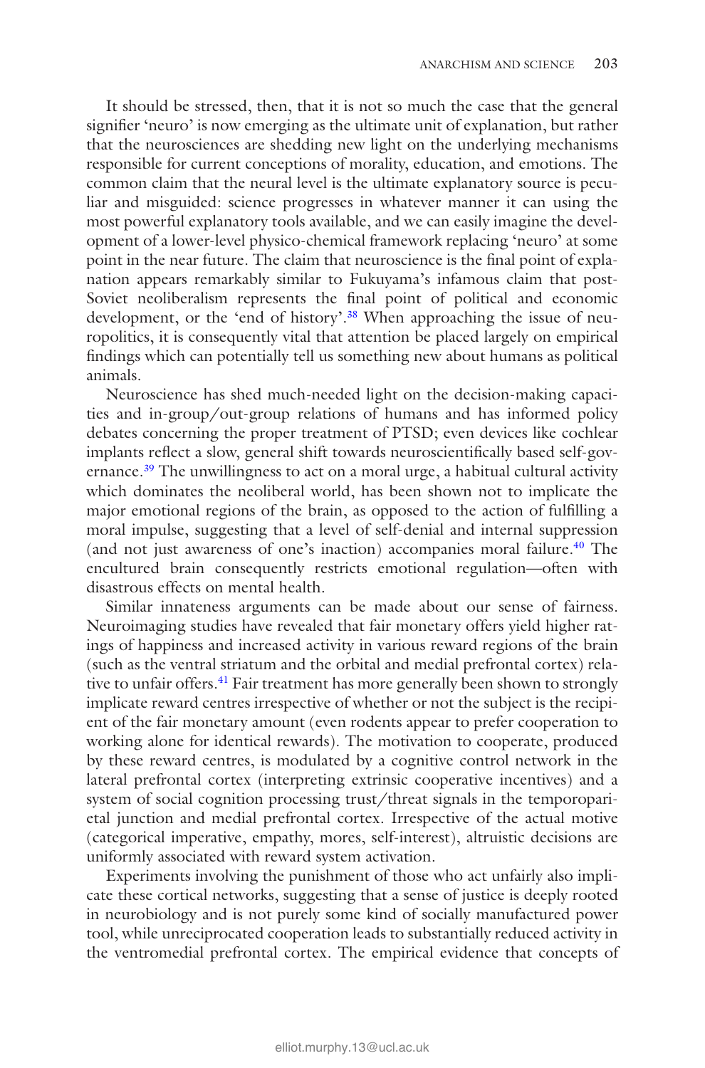It should be stressed, then, that it is not so much the case that the general signifier 'neuro' is now emerging as the ultimate unit of explanation, but rather that the neurosciences are shedding new light on the underlying mechanisms responsible for current conceptions of morality, education, and emotions. The common claim that the neural level is the ultimate explanatory source is peculiar and misguided: science progresses in whatever manner it can using the most powerful explanatory tools available, and we can easily imagine the development of a lower-level physico-chemical framework replacing 'neuro' at some point in the near future. The claim that neuroscience is the final point of explanation appears remarkably similar to Fukuyama's infamous claim that post-Soviet neoliberalism represents the final point of political and economic development, or the 'end of history'.[38] When approaching the issue of neuropolitics, it is consequently vital that attention be placed largely on empirical findings which can potentially tell us something new about humans as political animals.

Neuroscience has shed much-needed light on the decision-making capacities and in-group/out-group relations of humans and has informed policy debates concerning the proper treatment of PTSD; even devices like cochlear implants reflect a slow, general shift towards neuroscientifically based self-governance.[39] The unwillingness to act on a moral urge, a habitual cultural activity which dominates the neoliberal world, has been shown not to implicate the major emotional regions of the brain, as opposed to the action of fulfilling a moral impulse, suggesting that a level of self-denial and internal suppression (and not just awareness of one's inaction) accompanies moral failure.[40] The encultured brain consequently restricts emotional regulation—often with disastrous effects on mental health.

Similar innateness arguments can be made about our sense of fairness. Neuroimaging studies have revealed that fair monetary offers yield higher ratings of happiness and increased activity in various reward regions of the brain (such as the ventral striatum and the orbital and medial prefrontal cortex) relative to unfair offers.[41] Fair treatment has more generally been shown to strongly implicate reward centres irrespective of whether or not the subject is the recipient of the fair monetary amount (even rodents appear to prefer cooperation to working alone for identical rewards). The motivation to cooperate, produced by these reward centres, is modulated by a cognitive control network in the lateral prefrontal cortex (interpreting extrinsic cooperative incentives) and a system of social cognition processing trust/threat signals in the temporoparietal junction and medial prefrontal cortex. Irrespective of the actual motive (categorical imperative, empathy, mores, self-interest), altruistic decisions are uniformly associated with reward system activation.

Experiments involving the punishment of those who act unfairly also implicate these cortical networks, suggesting that a sense of justice is deeply rooted in neurobiology and is not purely some kind of socially manufactured power tool, while unreciprocated cooperation leads to substantially reduced activity in the ventromedial prefrontal cortex. The empirical evidence that concepts of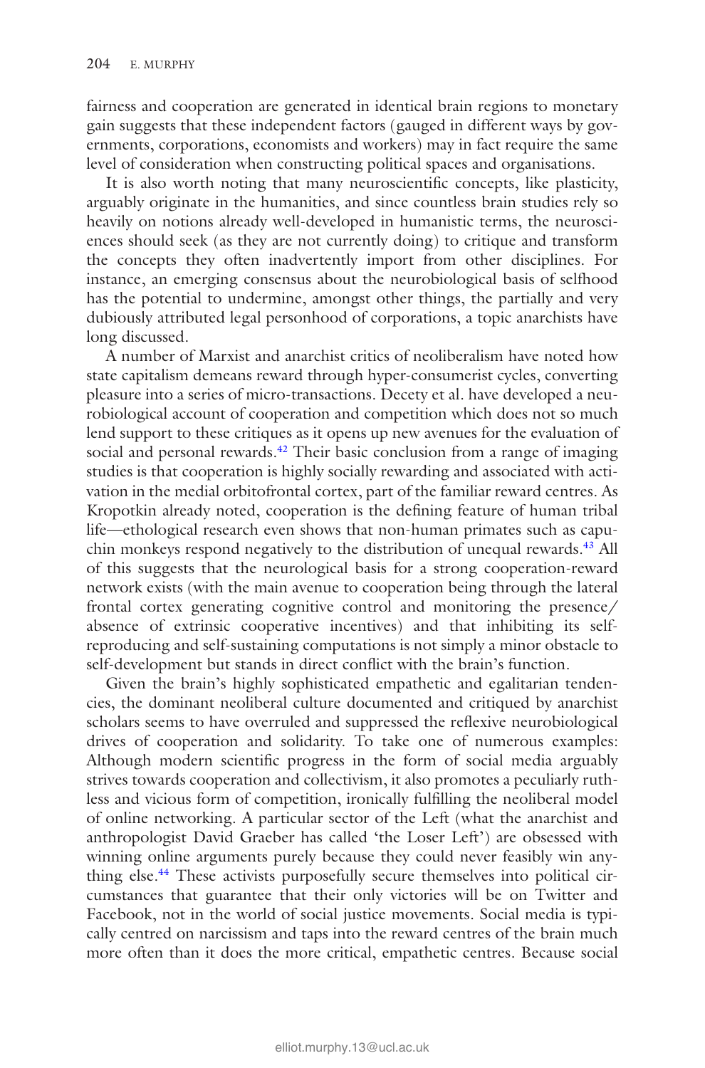fairness and cooperation are generated in identical brain regions to monetary gain suggests that these independent factors (gauged in different ways by governments, corporations, economists and workers) may in fact require the same level of consideration when constructing political spaces and organisations.

It is also worth noting that many neuroscientific concepts, like plasticity, arguably originate in the humanities, and since countless brain studies rely so heavily on notions already well-developed in humanistic terms, the neurosciences should seek (as they are not currently doing) to critique and transform the concepts they often inadvertently import from other disciplines. For instance, an emerging consensus about the neurobiological basis of selfhood has the potential to undermine, amongst other things, the partially and very dubiously attributed legal personhood of corporations, a topic anarchists have long discussed.

A number of Marxist and anarchist critics of neoliberalism have noted how state capitalism demeans reward through hyper-consumerist cycles, converting pleasure into a series of micro-transactions. Decety et al. have developed a neurobiological account of cooperation and competition which does not so much lend support to these critiques as it opens up new avenues for the evaluation of social and personal rewards.[42] Their basic conclusion from a range of imaging studies is that cooperation is highly socially rewarding and associated with activation in the medial orbitofrontal cortex, part of the familiar reward centres. As Kropotkin already noted, cooperation is the defining feature of human tribal life—ethological research even shows that non-human primates such as capuchin monkeys respond negatively to the distribution of unequal rewards.[43] All of this suggests that the neurological basis for a strong cooperation-reward network exists (with the main avenue to cooperation being through the lateral frontal cortex generating cognitive control and monitoring the presence/absence of extrinsic cooperative incentives) and that inhibiting its self-reproducing and self-sustaining computations is not simply a minor obstacle to self-development but stands in direct conflict with the brain's function.

Given the brain's highly sophisticated empathetic and egalitarian tendencies, the dominant neoliberal culture documented and critiqued by anarchist scholars seems to have overruled and suppressed the reflexive neurobiological drives of cooperation and solidarity. To take one of numerous examples: Although modern scientific progress in the form of social media arguably strives towards cooperation and collectivism, it also promotes a peculiarly ruthless and vicious form of competition, ironically fulfilling the neoliberal model of online networking. A particular sector of the Left (what the anarchist and anthropologist David Graeber has called 'the Loser Left') are obsessed with winning online arguments purely because they could never feasibly win anything else.[44] These activists purposefully secure themselves into political circumstances that guarantee that their only victories will be on Twitter and Facebook, not in the world of social justice movements. Social media is typically centred on narcissism and taps into the reward centres of the brain much more often than it does the more critical, empathetic centres. Because social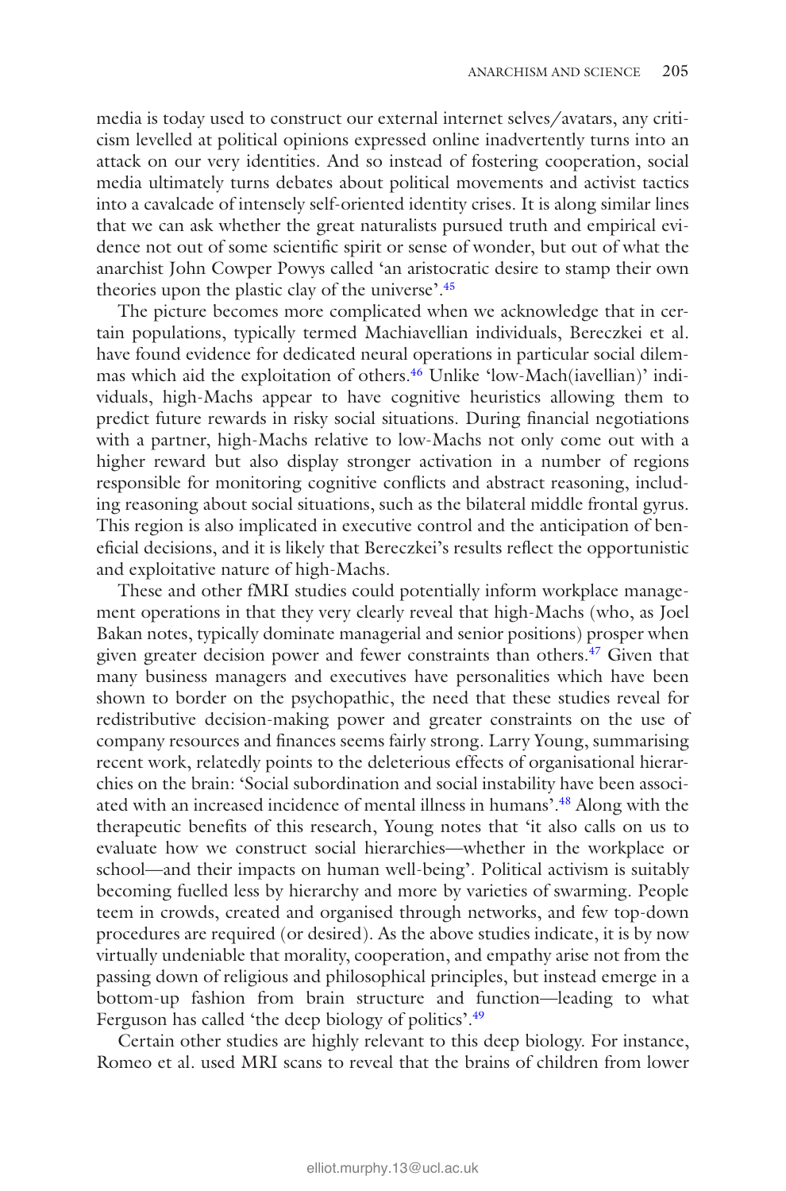media is today used to construct our external internet selves/avatars, any criticism levelled at political opinions expressed online inadvertently turns into an attack on our very identities. And so instead of fostering cooperation, social media ultimately turns debates about political movements and activist tactics into a cavalcade of intensely self-oriented identity crises. It is along similar lines that we can ask whether the great naturalists pursued truth and empirical evidence not out of some scientific spirit or sense of wonder, but out of what the anarchist John Cowper Powys called 'an aristocratic desire to stamp their own theories upon the plastic clay of the universe'.[45]

The picture becomes more complicated when we acknowledge that in certain populations, typically termed Machiavellian individuals, Bereczkei et al. have found evidence for dedicated neural operations in particular social dilemmas which aid the exploitation of others.[46] Unlike 'low-Mach(iavellian)' individuals, high-Machs appear to have cognitive heuristics allowing them to predict future rewards in risky social situations. During financial negotiations with a partner, high-Machs relative to low-Machs not only come out with a higher reward but also display stronger activation in a number of regions responsible for monitoring cognitive conflicts and abstract reasoning, including reasoning about social situations, such as the bilateral middle frontal gyrus. This region is also implicated in executive control and the anticipation of beneficial decisions, and it is likely that Bereczkei's results reflect the opportunistic and exploitative nature of high-Machs.

These and other fMRI studies could potentially inform workplace management operations in that they very clearly reveal that high-Machs (who, as Joel Bakan notes, typically dominate managerial and senior positions) prosper when given greater decision power and fewer constraints than others.[47] Given that many business managers and executives have personalities which have been shown to border on the psychopathic, the need that these studies reveal for redistributive decision-making power and greater constraints on the use of company resources and finances seems fairly strong. Larry Young, summarising recent work, relatedly points to the deleterious effects of organisational hierarchies on the brain: 'Social subordination and social instability have been associated with an increased incidence of mental illness in humans'.[48] Along with the therapeutic benefits of this research, Young notes that 'it also calls on us to evaluate how we construct social hierarchies—whether in the workplace or school—and their impacts on human well-being'. Political activism is suitably becoming fuelled less by hierarchy and more by varieties of swarming. People teem in crowds, created and organised through networks, and few top-down procedures are required (or desired). As the above studies indicate, it is by now virtually undeniable that morality, cooperation, and empathy arise not from the passing down of religious and philosophical principles, but instead emerge in a bottom-up fashion from brain structure and function—leading to what Ferguson has called 'the deep biology of politics'.[49]

Certain other studies are highly relevant to this deep biology. For instance, Romeo et al. used MRI scans to reveal that the brains of children from lower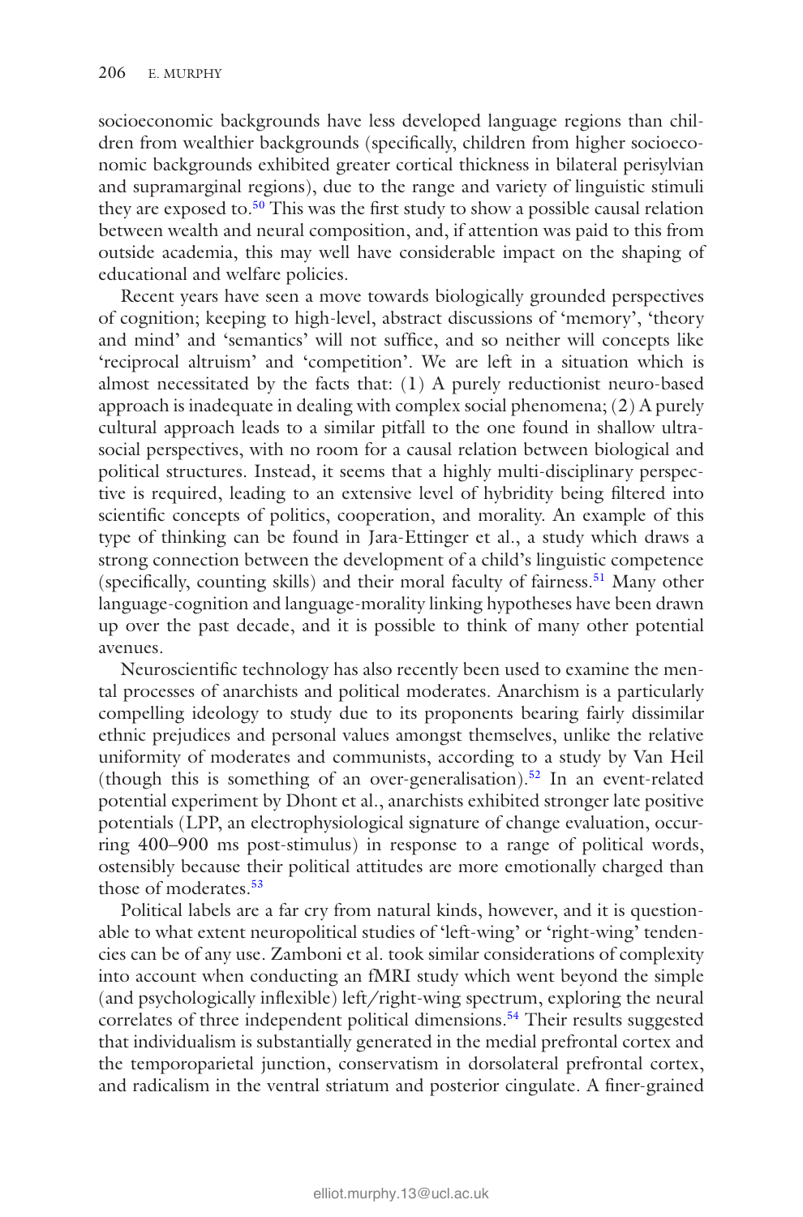socioeconomic backgrounds have less developed language regions than children from wealthier backgrounds (specifically, children from higher socioeconomic backgrounds exhibited greater cortical thickness in bilateral perisylvian and supramarginal regions), due to the range and variety of linguistic stimuli they are exposed to.[50] This was the first study to show a possible causal relation between wealth and neural composition, and, if attention was paid to this from outside academia, this may well have considerable impact on the shaping of educational and welfare policies.

Recent years have seen a move towards biologically grounded perspectives of cognition; keeping to high-level, abstract discussions of 'memory', 'theory and mind' and 'semantics' will not suffice, and so neither will concepts like 'reciprocal altruism' and 'competition'. We are left in a situation which is almost necessitated by the facts that: (1) A purely reductionist neuro-based approach is inadequate in dealing with complex social phenomena; (2) A purely cultural approach leads to a similar pitfall to the one found in shallow ultra-social perspectives, with no room for a causal relation between biological and political structures. Instead, it seems that a highly multi-disciplinary perspective is required, leading to an extensive level of hybridity being filtered into scientific concepts of politics, cooperation, and morality. An example of this type of thinking can be found in Jara-Ettinger et al., a study which draws a strong connection between the development of a child's linguistic competence (specifically, counting skills) and their moral faculty of fairness.[51] Many other language-cognition and language-morality linking hypotheses have been drawn up over the past decade, and it is possible to think of many other potential avenues.

Neuroscientific technology has also recently been used to examine the mental processes of anarchists and political moderates. Anarchism is a particularly compelling ideology to study due to its proponents bearing fairly dissimilar ethnic prejudices and personal values amongst themselves, unlike the relative uniformity of moderates and communists, according to a study by Van Heil (though this is something of an over-generalisation).[52] In an event-related potential experiment by Dhont et al., anarchists exhibited stronger late positive potentials (LPP, an electrophysiological signature of change evaluation, occurring 400–900 ms post-stimulus) in response to a range of political words, ostensibly because their political attitudes are more emotionally charged than those of moderates.[53]

Political labels are a far cry from natural kinds, however, and it is questionable to what extent neuropolitical studies of 'left-wing' or 'right-wing' tendencies can be of any use. Zamboni et al. took similar considerations of complexity into account when conducting an fMRI study which went beyond the simple (and psychologically inflexible) left/right-wing spectrum, exploring the neural correlates of three independent political dimensions.[54] Their results suggested that individualism is substantially generated in the medial prefrontal cortex and the temporoparietal junction, conservatism in dorsolateral prefrontal cortex, and radicalism in the ventral striatum and posterior cingulate. A finer-grained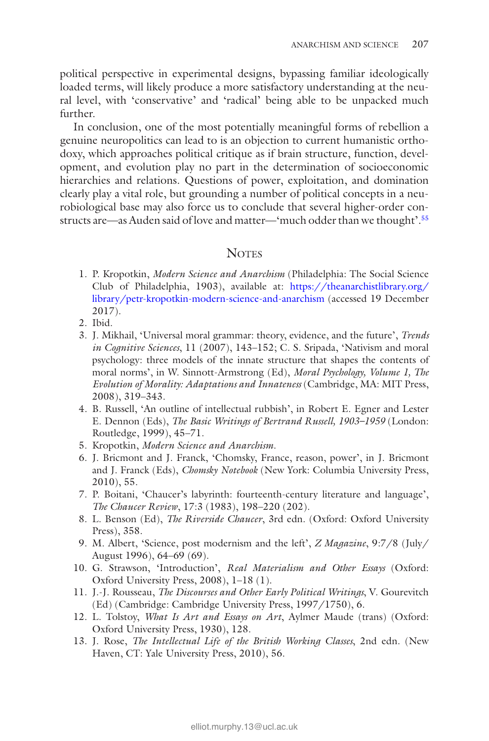political perspective in experimental designs, bypassing familiar ideologically loaded terms, will likely produce a more satisfactory understanding at the neural level, with 'conservative' and 'radical' being able to be unpacked much further.

In conclusion, one of the most potentially meaningful forms of rebellion a genuine neuropolitics can lead to is an objection to current humanistic orthodoxy, which approaches political critique as if brain structure, function, development, and evolution play no part in the determination of socioeconomic hierarchies and relations. Questions of power, exploitation, and domination clearly play a vital role, but grounding a number of political concepts in a neurobiological base may also force us to conclude that several higher-order constructs are—as Auden said of love and matter—'much odder than we thought'.[55]

## Notes

1. P. Kropotkin, *Modern Science and Anarchism* (Philadelphia: The Social Science Club of Philadelphia, 1903), available at: https://theanarchistlibrary.org/library/petr-kropotkin-modern-science-and-anarchism (accessed 19 December 2017).
2. Ibid.
3. J. Mikhail, 'Universal moral grammar: theory, evidence, and the future', *Trends in Cognitive Sciences*, 11 (2007), 143–152; C. S. Sripada, 'Nativism and moral psychology: three models of the innate structure that shapes the contents of moral norms', in W. Sinnott-Armstrong (Ed), *Moral Psychology, Volume 1, The Evolution of Morality: Adaptations and Innateness* (Cambridge, MA: MIT Press, 2008), 319–343.
4. B. Russell, 'An outline of intellectual rubbish', in Robert E. Egner and Lester E. Dennon (Eds), *The Basic Writings of Bertrand Russell, 1903–1959* (London: Routledge, 1999), 45–71.
5. Kropotkin, *Modern Science and Anarchism*.
6. J. Bricmont and J. Franck, 'Chomsky, France, reason, power', in J. Bricmont and J. Franck (Eds), *Chomsky Notebook* (New York: Columbia University Press, 2010), 55.
7. P. Boitani, 'Chaucer's labyrinth: fourteenth-century literature and language', *The Chaucer Review*, 17:3 (1983), 198–220 (202).
8. L. Benson (Ed), *The Riverside Chaucer*, 3rd edn. (Oxford: Oxford University Press), 358.
9. M. Albert, 'Science, post modernism and the left', *Z Magazine*, 9:7/8 (July/August 1996), 64–69 (69).
10. G. Strawson, 'Introduction', *Real Materialism and Other Essays* (Oxford: Oxford University Press, 2008), 1–18 (1).
11. J.-J. Rousseau, *The Discourses and Other Early Political Writings*, V. Gourevitch (Ed) (Cambridge: Cambridge University Press, 1997/1750), 6.
12. L. Tolstoy, *What Is Art and Essays on Art*, Aylmer Maude (trans) (Oxford: Oxford University Press, 1930), 128.
13. J. Rose, *The Intellectual Life of the British Working Classes*, 2nd edn. (New Haven, CT: Yale University Press, 2010), 56.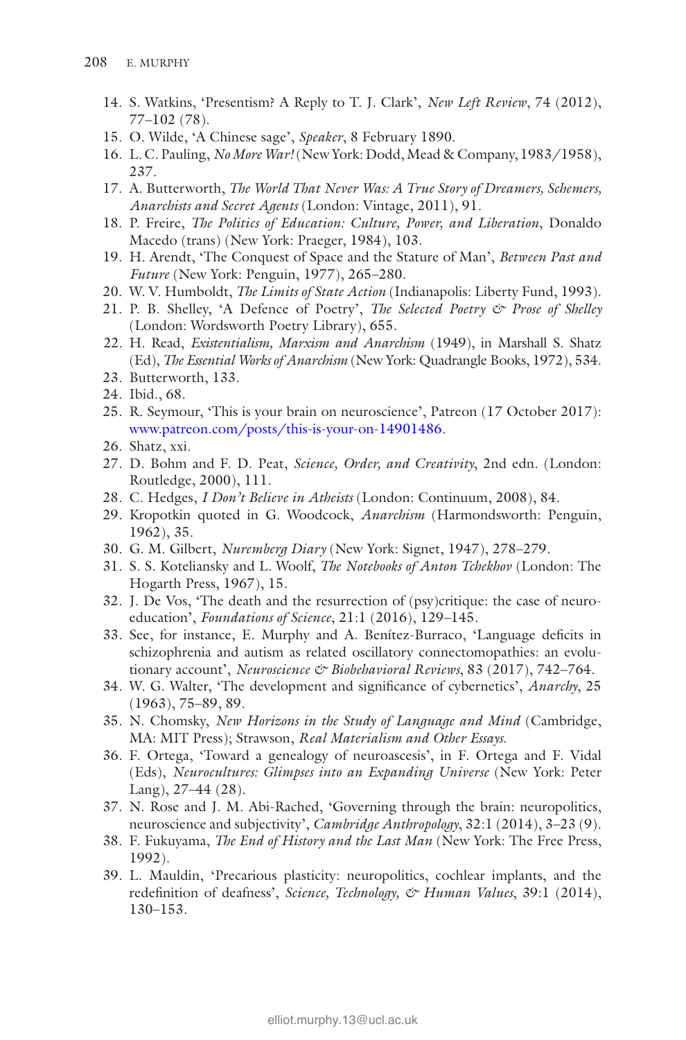14. S. Watkins, 'Presentism? A Reply to T. J. Clark', *New Left Review*, 74 (2012), 77–102 (78).
15. O. Wilde, 'A Chinese sage', *Speaker*, 8 February 1890.
16. L. C. Pauling, *No More War!* (New York: Dodd, Mead & Company, 1983/1958), 237.
17. A. Butterworth, *The World That Never Was: A True Story of Dreamers, Schemers, Anarchists and Secret Agents* (London: Vintage, 2011), 91.
18. P. Freire, *The Politics of Education: Culture, Power, and Liberation*, Donaldo Macedo (trans) (New York: Praeger, 1984), 103.
19. H. Arendt, 'The Conquest of Space and the Stature of Man', *Between Past and Future* (New York: Penguin, 1977), 265–280.
20. W. V. Humboldt, *The Limits of State Action* (Indianapolis: Liberty Fund, 1993).
21. P. B. Shelley, 'A Defence of Poetry', *The Selected Poetry & Prose of Shelley* (London: Wordsworth Poetry Library), 655.
22. H. Read, *Existentialism, Marxism and Anarchism* (1949), in Marshall S. Shatz (Ed), *The Essential Works of Anarchism* (New York: Quadrangle Books, 1972), 534.
23. Butterworth, 133.
24. Ibid., 68.
25. R. Seymour, 'This is your brain on neuroscience', Patreon (17 October 2017): www.patreon.com/posts/this-is-your-on-14901486.
26. Shatz, xxi.
27. D. Bohm and F. D. Peat, *Science, Order, and Creativity*, 2nd edn. (London: Routledge, 2000), 111.
28. C. Hedges, *I Don't Believe in Atheists* (London: Continuum, 2008), 84.
29. Kropotkin quoted in G. Woodcock, *Anarchism* (Harmondsworth: Penguin, 1962), 35.
30. G. M. Gilbert, *Nuremberg Diary* (New York: Signet, 1947), 278–279.
31. S. S. Koteliansky and L. Woolf, *The Notebooks of Anton Tchekhov* (London: The Hogarth Press, 1967), 15.
32. J. De Vos, 'The death and the resurrection of (psy)critique: the case of neuroeducation', *Foundations of Science*, 21:1 (2016), 129–145.
33. See, for instance, E. Murphy and A. Benítez-Burraco, 'Language deficits in schizophrenia and autism as related oscillatory connectomopathies: an evolutionary account', *Neuroscience & Biobehavioral Reviews*, 83 (2017), 742–764.
34. W. G. Walter, 'The development and significance of cybernetics', *Anarchy*, 25 (1963), 75–89, 89.
35. N. Chomsky, *New Horizons in the Study of Language and Mind* (Cambridge, MA: MIT Press); Strawson, *Real Materialism and Other Essays.*
36. F. Ortega, 'Toward a genealogy of neuroascesis', in F. Ortega and F. Vidal (Eds), *Neurocultures: Glimpses into an Expanding Universe* (New York: Peter Lang), 27–44 (28).
37. N. Rose and J. M. Abi-Rached, 'Governing through the brain: neuropolitics, neuroscience and subjectivity', *Cambridge Anthropology*, 32:1 (2014), 3–23 (9).
38. F. Fukuyama, *The End of History and the Last Man* (New York: The Free Press, 1992).
39. L. Mauldin, 'Precarious plasticity: neuropolitics, cochlear implants, and the redefinition of deafness', *Science, Technology, & Human Values*, 39:1 (2014), 130–153.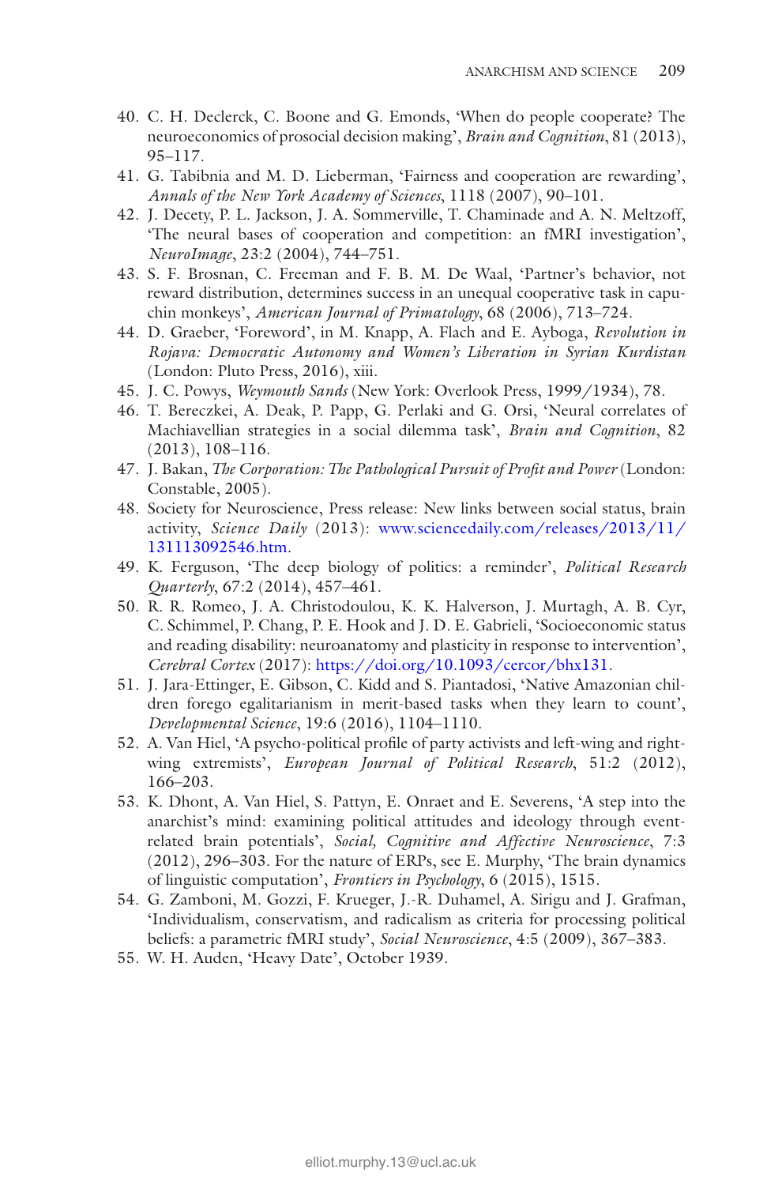40. C. H. Declerck, C. Boone and G. Emonds, 'When do people cooperate? The neuroeconomics of prosocial decision making', *Brain and Cognition*, 81 (2013), 95–117.
41. G. Tabibnia and M. D. Lieberman, 'Fairness and cooperation are rewarding', *Annals of the New York Academy of Sciences*, 1118 (2007), 90–101.
42. J. Decety, P. L. Jackson, J. A. Sommerville, T. Chaminade and A. N. Meltzoff, 'The neural bases of cooperation and competition: an fMRI investigation', *NeuroImage*, 23:2 (2004), 744–751.
43. S. F. Brosnan, C. Freeman and F. B. M. De Waal, 'Partner's behavior, not reward distribution, determines success in an unequal cooperative task in capuchin monkeys', *American Journal of Primatology*, 68 (2006), 713–724.
44. D. Graeber, 'Foreword', in M. Knapp, A. Flach and E. Ayboga, *Revolution in Rojava: Democratic Autonomy and Women's Liberation in Syrian Kurdistan* (London: Pluto Press, 2016), xiii.
45. J. C. Powys, *Weymouth Sands* (New York: Overlook Press, 1999/1934), 78.
46. T. Bereczkei, A. Deak, P. Papp, G. Perlaki and G. Orsi, 'Neural correlates of Machiavellian strategies in a social dilemma task', *Brain and Cognition*, 82 (2013), 108–116.
47. J. Bakan, *The Corporation: The Pathological Pursuit of Profit and Power* (London: Constable, 2005).
48. Society for Neuroscience, Press release: New links between social status, brain activity, *Science Daily* (2013): www.sciencedaily.com/releases/2013/11/131113092546.htm.
49. K. Ferguson, 'The deep biology of politics: a reminder', *Political Research Quarterly*, 67:2 (2014), 457–461.
50. R. R. Romeo, J. A. Christodoulou, K. K. Halverson, J. Murtagh, A. B. Cyr, C. Schimmel, P. Chang, P. E. Hook and J. D. E. Gabrieli, 'Socioeconomic status and reading disability: neuroanatomy and plasticity in response to intervention', *Cerebral Cortex* (2017): https://doi.org/10.1093/cercor/bhx131.
51. J. Jara-Ettinger, E. Gibson, C. Kidd and S. Piantadosi, 'Native Amazonian children forego egalitarianism in merit-based tasks when they learn to count', *Developmental Science*, 19:6 (2016), 1104–1110.
52. A. Van Hiel, 'A psycho-political profile of party activists and left-wing and right-wing extremists', *European Journal of Political Research*, 51:2 (2012), 166–203.
53. K. Dhont, A. Van Hiel, S. Pattyn, E. Onraet and E. Severens, 'A step into the anarchist's mind: examining political attitudes and ideology through event-related brain potentials', *Social, Cognitive and Affective Neuroscience*, 7:3 (2012), 296–303. For the nature of ERPs, see E. Murphy, 'The brain dynamics of linguistic computation', *Frontiers in Psychology*, 6 (2015), 1515.
54. G. Zamboni, M. Gozzi, F. Krueger, J.-R. Duhamel, A. Sirigu and J. Grafman, 'Individualism, conservatism, and radicalism as criteria for processing political beliefs: a parametric fMRI study', *Social Neuroscience*, 4:5 (2009), 367–383.
55. W. H. Auden, 'Heavy Date', October 1939.